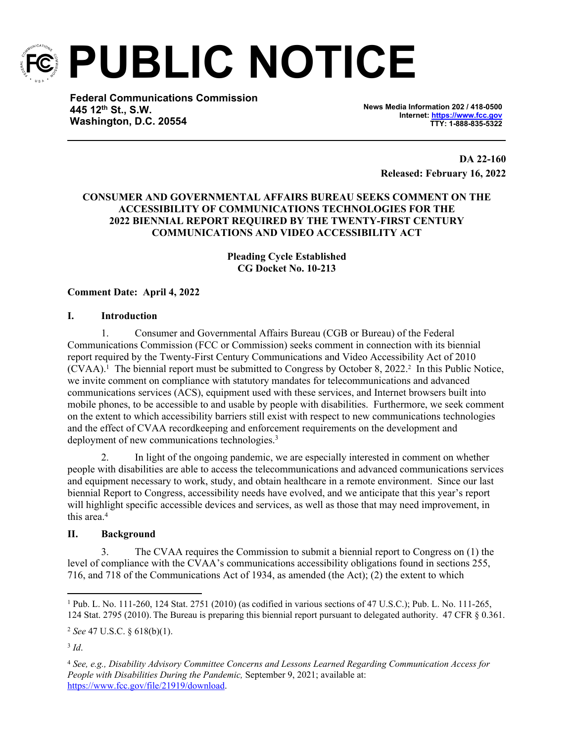# PUBLIC NOTICE

**Federal Communications Commission**
**445 12th St., S.W.**
**Washington, D.C. 20554**

**News Media Information 202 / 418-0500**
**Internet: https://www.fcc.gov**
**TTY: 1-888-835-5322**

**DA 22-160**
**Released: February 16, 2022**

**CONSUMER AND GOVERNMENTAL AFFAIRS BUREAU SEEKS COMMENT ON THE ACCESSIBILITY OF COMMUNICATIONS TECHNOLOGIES FOR THE 2022 BIENNIAL REPORT REQUIRED BY THE TWENTY-FIRST CENTURY COMMUNICATIONS AND VIDEO ACCESSIBILITY ACT**

**Pleading Cycle Established**
**CG Docket No. 10-213**

**Comment Date: April 4, 2022**

## I. Introduction

1. Consumer and Governmental Affairs Bureau (CGB or Bureau) of the Federal Communications Commission (FCC or Commission) seeks comment in connection with its biennial report required by the Twenty-First Century Communications and Video Accessibility Act of 2010 (CVAA).[1] The biennial report must be submitted to Congress by October 8, 2022.[2] In this Public Notice, we invite comment on compliance with statutory mandates for telecommunications and advanced communications services (ACS), equipment used with these services, and Internet browsers built into mobile phones, to be accessible to and usable by people with disabilities. Furthermore, we seek comment on the extent to which accessibility barriers still exist with respect to new communications technologies and the effect of CVAA recordkeeping and enforcement requirements on the development and deployment of new communications technologies.[3]

2. In light of the ongoing pandemic, we are especially interested in comment on whether people with disabilities are able to access the telecommunications and advanced communications services and equipment necessary to work, study, and obtain healthcare in a remote environment. Since our last biennial Report to Congress, accessibility needs have evolved, and we anticipate that this year's report will highlight specific accessible devices and services, as well as those that may need improvement, in this area.[4]

## II. Background

3. The CVAA requires the Commission to submit a biennial report to Congress on (1) the level of compliance with the CVAA's communications accessibility obligations found in sections 255, 716, and 718 of the Communications Act of 1934, as amended (the Act); (2) the extent to which

---

[1] Pub. L. No. 111-260, 124 Stat. 2751 (2010) (as codified in various sections of 47 U.S.C.); Pub. L. No. 111-265, 124 Stat. 2795 (2010). The Bureau is preparing this biennial report pursuant to delegated authority. 47 CFR § 0.361.

[2] *See* 47 U.S.C. § 618(b)(1).

[3] *Id*.

[4] *See, e.g., Disability Advisory Committee Concerns and Lessons Learned Regarding Communication Access for People with Disabilities During the Pandemic,* September 9, 2021; available at: https://www.fcc.gov/file/21919/download.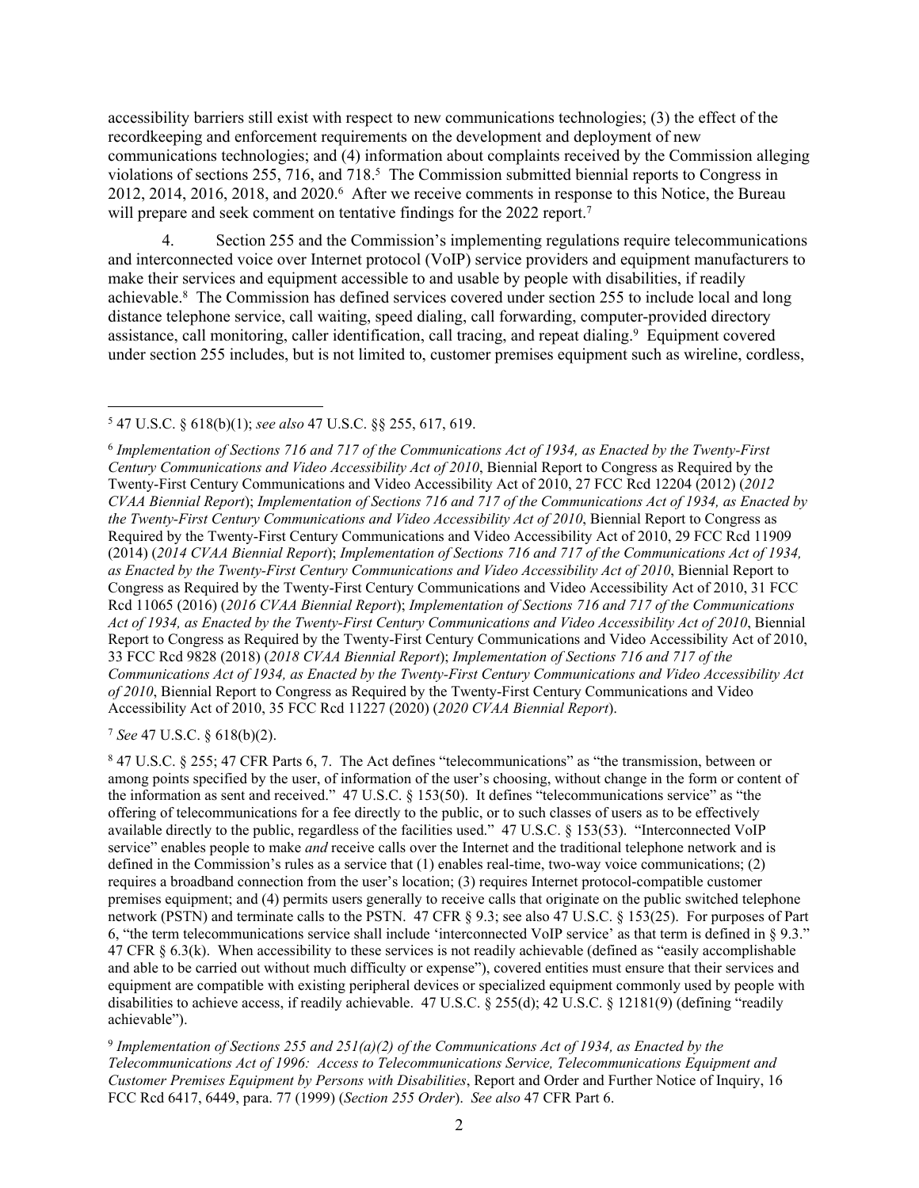accessibility barriers still exist with respect to new communications technologies; (3) the effect of the recordkeeping and enforcement requirements on the development and deployment of new communications technologies; and (4) information about complaints received by the Commission alleging violations of sections 255, 716, and 718.[5] The Commission submitted biennial reports to Congress in 2012, 2014, 2016, 2018, and 2020.[6] After we receive comments in response to this Notice, the Bureau will prepare and seek comment on tentative findings for the 2022 report.[7]

4. Section 255 and the Commission's implementing regulations require telecommunications and interconnected voice over Internet protocol (VoIP) service providers and equipment manufacturers to make their services and equipment accessible to and usable by people with disabilities, if readily achievable.[8] The Commission has defined services covered under section 255 to include local and long distance telephone service, call waiting, speed dialing, call forwarding, computer-provided directory assistance, call monitoring, caller identification, call tracing, and repeat dialing.[9] Equipment covered under section 255 includes, but is not limited to, customer premises equipment such as wireline, cordless,

---

[5] 47 U.S.C. § 618(b)(1); *see also* 47 U.S.C. §§ 255, 617, 619.

[6] *Implementation of Sections 716 and 717 of the Communications Act of 1934, as Enacted by the Twenty-First Century Communications and Video Accessibility Act of 2010*, Biennial Report to Congress as Required by the Twenty-First Century Communications and Video Accessibility Act of 2010, 27 FCC Rcd 12204 (2012) (*2012 CVAA Biennial Report*); *Implementation of Sections 716 and 717 of the Communications Act of 1934, as Enacted by the Twenty-First Century Communications and Video Accessibility Act of 2010*, Biennial Report to Congress as Required by the Twenty-First Century Communications and Video Accessibility Act of 2010, 29 FCC Rcd 11909 (2014) (*2014 CVAA Biennial Report*); *Implementation of Sections 716 and 717 of the Communications Act of 1934, as Enacted by the Twenty-First Century Communications and Video Accessibility Act of 2010*, Biennial Report to Congress as Required by the Twenty-First Century Communications and Video Accessibility Act of 2010, 31 FCC Rcd 11065 (2016) (*2016 CVAA Biennial Report*); *Implementation of Sections 716 and 717 of the Communications Act of 1934, as Enacted by the Twenty-First Century Communications and Video Accessibility Act of 2010*, Biennial Report to Congress as Required by the Twenty-First Century Communications and Video Accessibility Act of 2010, 33 FCC Rcd 9828 (2018) (*2018 CVAA Biennial Report*); *Implementation of Sections 716 and 717 of the Communications Act of 1934, as Enacted by the Twenty-First Century Communications and Video Accessibility Act of 2010*, Biennial Report to Congress as Required by the Twenty-First Century Communications and Video Accessibility Act of 2010, 35 FCC Rcd 11227 (2020) (*2020 CVAA Biennial Report*).

[7] *See* 47 U.S.C. § 618(b)(2).

[8] 47 U.S.C. § 255; 47 CFR Parts 6, 7. The Act defines "telecommunications" as "the transmission, between or among points specified by the user, of information of the user's choosing, without change in the form or content of the information as sent and received." 47 U.S.C. § 153(50). It defines "telecommunications service" as "the offering of telecommunications for a fee directly to the public, or to such classes of users as to be effectively available directly to the public, regardless of the facilities used." 47 U.S.C. § 153(53). "Interconnected VoIP service" enables people to make *and* receive calls over the Internet and the traditional telephone network and is defined in the Commission's rules as a service that (1) enables real-time, two-way voice communications; (2) requires a broadband connection from the user's location; (3) requires Internet protocol-compatible customer premises equipment; and (4) permits users generally to receive calls that originate on the public switched telephone network (PSTN) and terminate calls to the PSTN. 47 CFR § 9.3; see also 47 U.S.C. § 153(25). For purposes of Part 6, "the term telecommunications service shall include 'interconnected VoIP service' as that term is defined in § 9.3." 47 CFR § 6.3(k). When accessibility to these services is not readily achievable (defined as "easily accomplishable and able to be carried out without much difficulty or expense"), covered entities must ensure that their services and equipment are compatible with existing peripheral devices or specialized equipment commonly used by people with disabilities to achieve access, if readily achievable. 47 U.S.C. § 255(d); 42 U.S.C. § 12181(9) (defining "readily achievable").

[9] *Implementation of Sections 255 and 251(a)(2) of the Communications Act of 1934, as Enacted by the Telecommunications Act of 1996: Access to Telecommunications Service, Telecommunications Equipment and Customer Premises Equipment by Persons with Disabilities*, Report and Order and Further Notice of Inquiry, 16 FCC Rcd 6417, 6449, para. 77 (1999) (*Section 255 Order*). *See also* 47 CFR Part 6.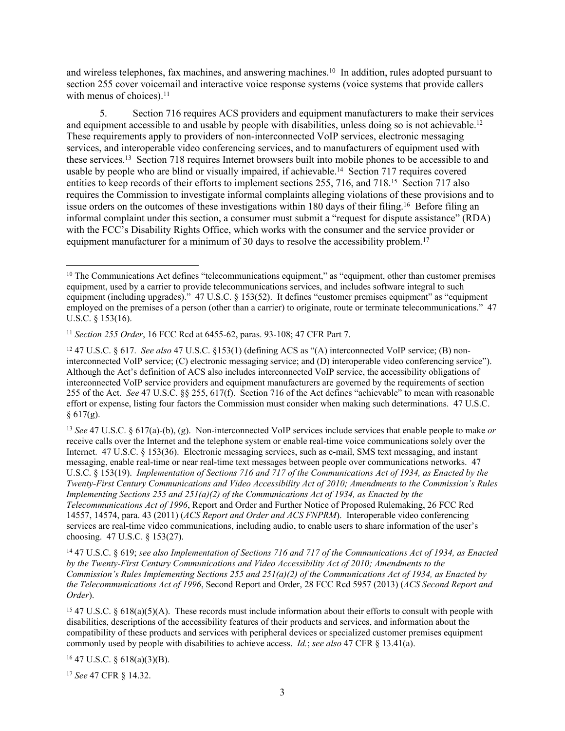and wireless telephones, fax machines, and answering machines.[10] In addition, rules adopted pursuant to section 255 cover voicemail and interactive voice response systems (voice systems that provide callers with menus of choices).[11]

5. Section 716 requires ACS providers and equipment manufacturers to make their services and equipment accessible to and usable by people with disabilities, unless doing so is not achievable.[12] These requirements apply to providers of non-interconnected VoIP services, electronic messaging services, and interoperable video conferencing services, and to manufacturers of equipment used with these services.[13] Section 718 requires Internet browsers built into mobile phones to be accessible to and usable by people who are blind or visually impaired, if achievable.[14] Section 717 requires covered entities to keep records of their efforts to implement sections 255, 716, and 718.[15] Section 717 also requires the Commission to investigate informal complaints alleging violations of these provisions and to issue orders on the outcomes of these investigations within 180 days of their filing.[16] Before filing an informal complaint under this section, a consumer must submit a "request for dispute assistance" (RDA) with the FCC's Disability Rights Office, which works with the consumer and the service provider or equipment manufacturer for a minimum of 30 days to resolve the accessibility problem.[17]

---

[10] The Communications Act defines "telecommunications equipment," as "equipment, other than customer premises equipment, used by a carrier to provide telecommunications services, and includes software integral to such equipment (including upgrades)." 47 U.S.C. § 153(52). It defines "customer premises equipment" as "equipment employed on the premises of a person (other than a carrier) to originate, route or terminate telecommunications." 47 U.S.C. § 153(16).

[11] *Section 255 Order*, 16 FCC Rcd at 6455-62, paras. 93-108; 47 CFR Part 7.

[12] 47 U.S.C. § 617. *See also* 47 U.S.C. §153(1) (defining ACS as "(A) interconnected VoIP service; (B) non-interconnected VoIP service; (C) electronic messaging service; and (D) interoperable video conferencing service"). Although the Act's definition of ACS also includes interconnected VoIP service, the accessibility obligations of interconnected VoIP service providers and equipment manufacturers are governed by the requirements of section 255 of the Act. *See* 47 U.S.C. §§ 255, 617(f). Section 716 of the Act defines "achievable" to mean with reasonable effort or expense, listing four factors the Commission must consider when making such determinations. 47 U.S.C. § 617(g).

[13] *See* 47 U.S.C. § 617(a)-(b), (g). Non-interconnected VoIP services include services that enable people to make *or* receive calls over the Internet and the telephone system or enable real-time voice communications solely over the Internet. 47 U.S.C. § 153(36). Electronic messaging services, such as e-mail, SMS text messaging, and instant messaging, enable real-time or near real-time text messages between people over communications networks. 47 U.S.C. § 153(19). *Implementation of Sections 716 and 717 of the Communications Act of 1934, as Enacted by the Twenty-First Century Communications and Video Accessibility Act of 2010; Amendments to the Commission's Rules Implementing Sections 255 and 251(a)(2) of the Communications Act of 1934, as Enacted by the Telecommunications Act of 1996*, Report and Order and Further Notice of Proposed Rulemaking, 26 FCC Rcd 14557, 14574, para. 43 (2011) (*ACS Report and Order and ACS FNPRM*). Interoperable video conferencing services are real-time video communications, including audio, to enable users to share information of the user's choosing. 47 U.S.C. § 153(27).

[14] 47 U.S.C. § 619; *see also Implementation of Sections 716 and 717 of the Communications Act of 1934, as Enacted by the Twenty-First Century Communications and Video Accessibility Act of 2010; Amendments to the Commission's Rules Implementing Sections 255 and 251(a)(2) of the Communications Act of 1934, as Enacted by the Telecommunications Act of 1996*, Second Report and Order, 28 FCC Rcd 5957 (2013) (*ACS Second Report and Order*).

[15] 47 U.S.C. § 618(a)(5)(A). These records must include information about their efforts to consult with people with disabilities, descriptions of the accessibility features of their products and services, and information about the compatibility of these products and services with peripheral devices or specialized customer premises equipment commonly used by people with disabilities to achieve access. *Id.*; *see also* 47 CFR § 13.41(a).

[16] 47 U.S.C. § 618(a)(3)(B).

[17] *See* 47 CFR § 14.32.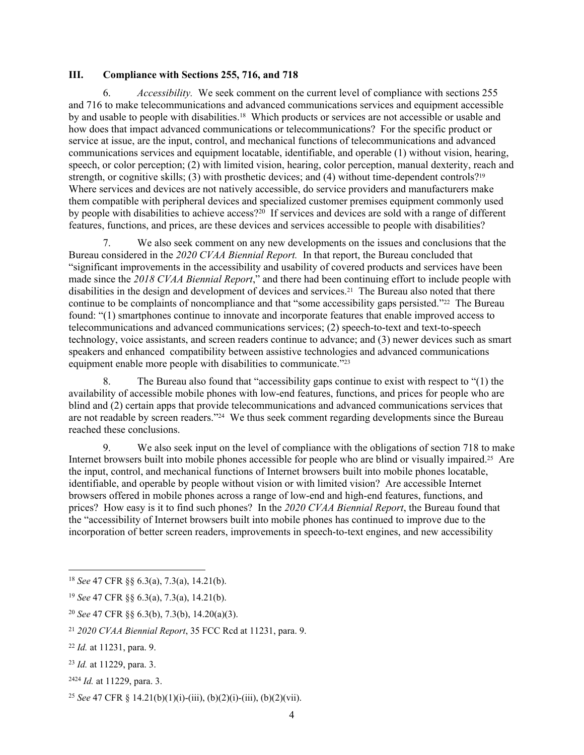### III. Compliance with Sections 255, 716, and 718

6. *Accessibility.* We seek comment on the current level of compliance with sections 255 and 716 to make telecommunications and advanced communications services and equipment accessible by and usable to people with disabilities.[18] Which products or services are not accessible or usable and how does that impact advanced communications or telecommunications? For the specific product or service at issue, are the input, control, and mechanical functions of telecommunications and advanced communications services and equipment locatable, identifiable, and operable (1) without vision, hearing, speech, or color perception; (2) with limited vision, hearing, color perception, manual dexterity, reach and strength, or cognitive skills; (3) with prosthetic devices; and (4) without time-dependent controls?[19] Where services and devices are not natively accessible, do service providers and manufacturers make them compatible with peripheral devices and specialized customer premises equipment commonly used by people with disabilities to achieve access?[20] If services and devices are sold with a range of different features, functions, and prices, are these devices and services accessible to people with disabilities?

7. We also seek comment on any new developments on the issues and conclusions that the Bureau considered in the *2020 CVAA Biennial Report.* In that report, the Bureau concluded that "significant improvements in the accessibility and usability of covered products and services have been made since the *2018 CVAA Biennial Report*," and there had been continuing effort to include people with disabilities in the design and development of devices and services.[21] The Bureau also noted that there continue to be complaints of noncompliance and that "some accessibility gaps persisted."[22] The Bureau found: "(1) smartphones continue to innovate and incorporate features that enable improved access to telecommunications and advanced communications services; (2) speech-to-text and text-to-speech technology, voice assistants, and screen readers continue to advance; and (3) newer devices such as smart speakers and enhanced compatibility between assistive technologies and advanced communications equipment enable more people with disabilities to communicate."[23]

8. The Bureau also found that "accessibility gaps continue to exist with respect to "(1) the availability of accessible mobile phones with low-end features, functions, and prices for people who are blind and (2) certain apps that provide telecommunications and advanced communications services that are not readable by screen readers."[24] We thus seek comment regarding developments since the Bureau reached these conclusions.

9. We also seek input on the level of compliance with the obligations of section 718 to make Internet browsers built into mobile phones accessible for people who are blind or visually impaired.[25] Are the input, control, and mechanical functions of Internet browsers built into mobile phones locatable, identifiable, and operable by people without vision or with limited vision? Are accessible Internet browsers offered in mobile phones across a range of low-end and high-end features, functions, and prices? How easy is it to find such phones? In the *2020 CVAA Biennial Report*, the Bureau found that the "accessibility of Internet browsers built into mobile phones has continued to improve due to the incorporation of better screen readers, improvements in speech-to-text engines, and new accessibility

---

[18] *See* 47 CFR §§ 6.3(a), 7.3(a), 14.21(b).

[19] *See* 47 CFR §§ 6.3(a), 7.3(a), 14.21(b).

[20] *See* 47 CFR §§ 6.3(b), 7.3(b), 14.20(a)(3).

[21] *2020 CVAA Biennial Report*, 35 FCC Rcd at 11231, para. 9.

[22] *Id.* at 11231, para. 9.

[23] *Id.* at 11229, para. 3.

[24][24] *Id.* at 11229, para. 3.

[25] *See* 47 CFR § 14.21(b)(1)(i)-(iii), (b)(2)(i)-(iii), (b)(2)(vii).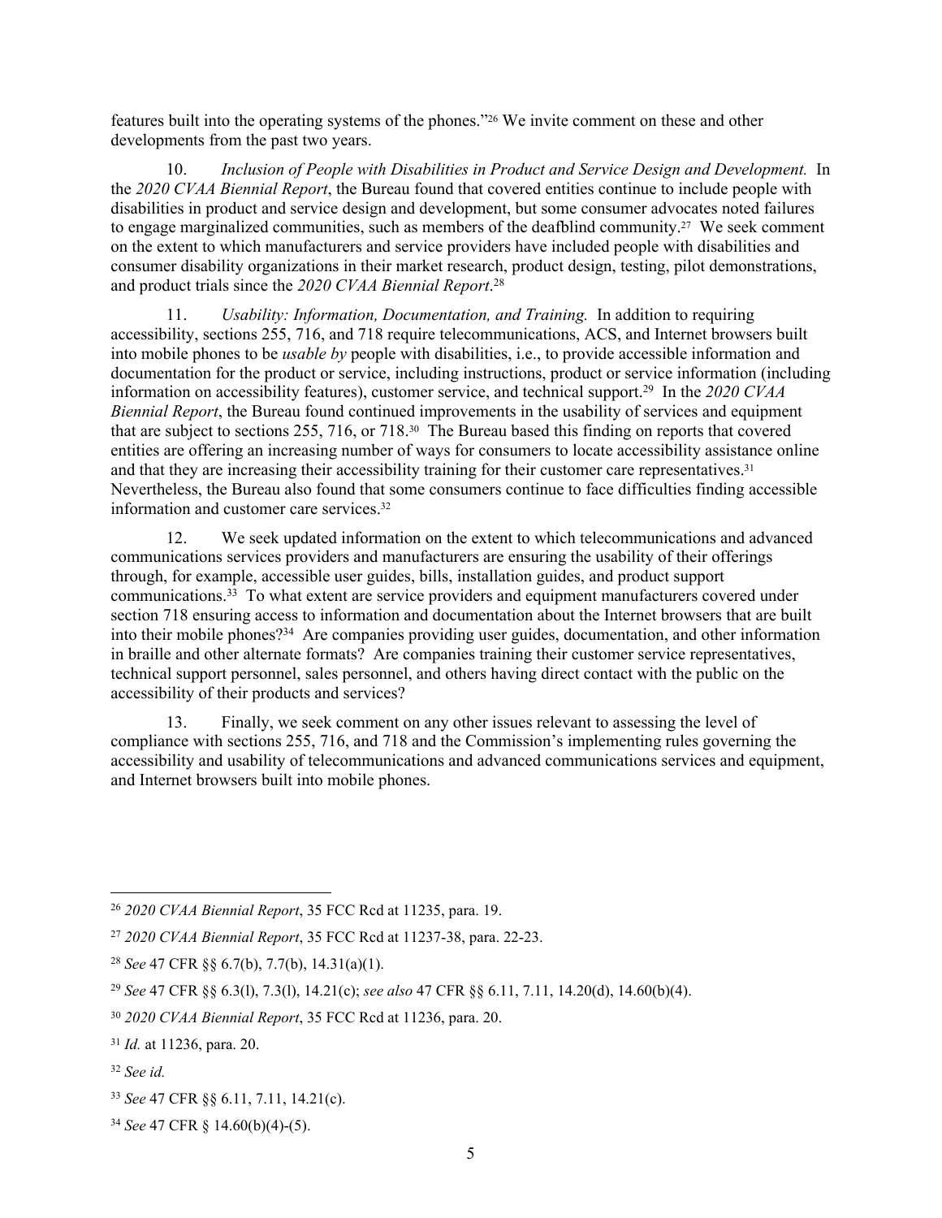features built into the operating systems of the phones."[26] We invite comment on these and other developments from the past two years.

10. *Inclusion of People with Disabilities in Product and Service Design and Development.* In the *2020 CVAA Biennial Report*, the Bureau found that covered entities continue to include people with disabilities in product and service design and development, but some consumer advocates noted failures to engage marginalized communities, such as members of the deafblind community.[27] We seek comment on the extent to which manufacturers and service providers have included people with disabilities and consumer disability organizations in their market research, product design, testing, pilot demonstrations, and product trials since the *2020 CVAA Biennial Report*.[28]

11. *Usability: Information, Documentation, and Training.* In addition to requiring accessibility, sections 255, 716, and 718 require telecommunications, ACS, and Internet browsers built into mobile phones to be *usable by* people with disabilities, i.e., to provide accessible information and documentation for the product or service, including instructions, product or service information (including information on accessibility features), customer service, and technical support.[29] In the *2020 CVAA Biennial Report*, the Bureau found continued improvements in the usability of services and equipment that are subject to sections 255, 716, or 718.[30] The Bureau based this finding on reports that covered entities are offering an increasing number of ways for consumers to locate accessibility assistance online and that they are increasing their accessibility training for their customer care representatives.[31] Nevertheless, the Bureau also found that some consumers continue to face difficulties finding accessible information and customer care services.[32]

12. We seek updated information on the extent to which telecommunications and advanced communications services providers and manufacturers are ensuring the usability of their offerings through, for example, accessible user guides, bills, installation guides, and product support communications.[33] To what extent are service providers and equipment manufacturers covered under section 718 ensuring access to information and documentation about the Internet browsers that are built into their mobile phones?[34] Are companies providing user guides, documentation, and other information in braille and other alternate formats? Are companies training their customer service representatives, technical support personnel, sales personnel, and others having direct contact with the public on the accessibility of their products and services?

13. Finally, we seek comment on any other issues relevant to assessing the level of compliance with sections 255, 716, and 718 and the Commission's implementing rules governing the accessibility and usability of telecommunications and advanced communications services and equipment, and Internet browsers built into mobile phones.

---

[26] *2020 CVAA Biennial Report*, 35 FCC Rcd at 11235, para. 19.

[27] *2020 CVAA Biennial Report*, 35 FCC Rcd at 11237-38, para. 22-23.

[28] *See* 47 CFR §§ 6.7(b), 7.7(b), 14.31(a)(1).

[29] *See* 47 CFR §§ 6.3(l), 7.3(l), 14.21(c); *see also* 47 CFR §§ 6.11, 7.11, 14.20(d), 14.60(b)(4).

[30] *2020 CVAA Biennial Report*, 35 FCC Rcd at 11236, para. 20.

[31] *Id.* at 11236, para. 20.

[32] *See id.*

[33] *See* 47 CFR §§ 6.11, 7.11, 14.21(c).

[34] *See* 47 CFR § 14.60(b)(4)-(5).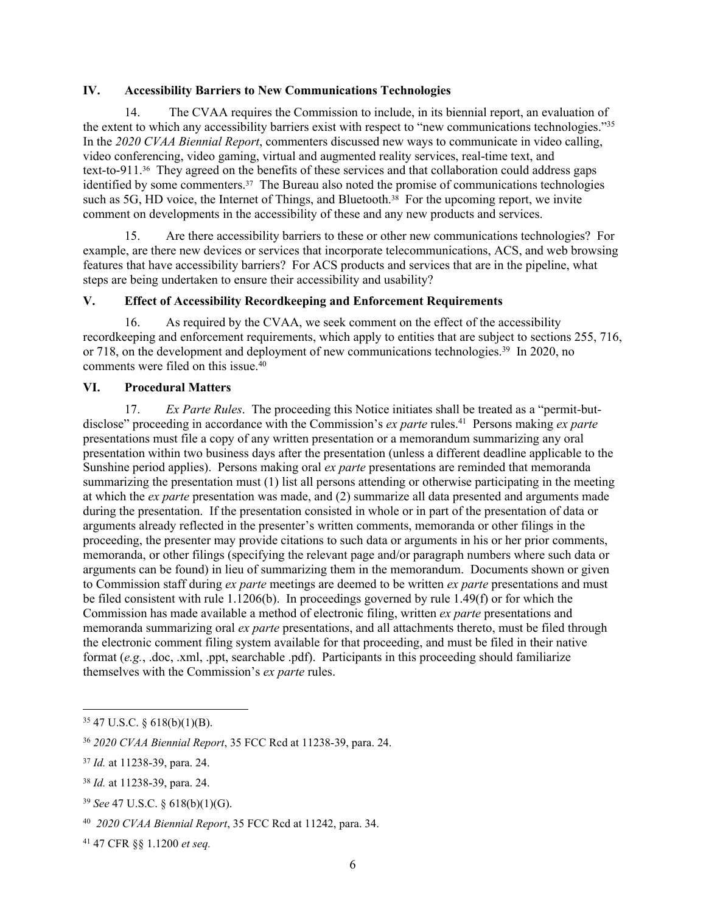## IV. Accessibility Barriers to New Communications Technologies

14. The CVAA requires the Commission to include, in its biennial report, an evaluation of the extent to which any accessibility barriers exist with respect to "new communications technologies."[35] In the *2020 CVAA Biennial Report*, commenters discussed new ways to communicate in video calling, video conferencing, video gaming, virtual and augmented reality services, real-time text, and text-to-911.[36] They agreed on the benefits of these services and that collaboration could address gaps identified by some commenters.[37] The Bureau also noted the promise of communications technologies such as 5G, HD voice, the Internet of Things, and Bluetooth.[38] For the upcoming report, we invite comment on developments in the accessibility of these and any new products and services.

15. Are there accessibility barriers to these or other new communications technologies? For example, are there new devices or services that incorporate telecommunications, ACS, and web browsing features that have accessibility barriers? For ACS products and services that are in the pipeline, what steps are being undertaken to ensure their accessibility and usability?

## V. Effect of Accessibility Recordkeeping and Enforcement Requirements

16. As required by the CVAA, we seek comment on the effect of the accessibility recordkeeping and enforcement requirements, which apply to entities that are subject to sections 255, 716, or 718, on the development and deployment of new communications technologies.[39] In 2020, no comments were filed on this issue.[40]

## VI. Procedural Matters

17. *Ex Parte Rules*. The proceeding this Notice initiates shall be treated as a "permit-but-disclose" proceeding in accordance with the Commission's *ex parte* rules.[41] Persons making *ex parte* presentations must file a copy of any written presentation or a memorandum summarizing any oral presentation within two business days after the presentation (unless a different deadline applicable to the Sunshine period applies). Persons making oral *ex parte* presentations are reminded that memoranda summarizing the presentation must (1) list all persons attending or otherwise participating in the meeting at which the *ex parte* presentation was made, and (2) summarize all data presented and arguments made during the presentation. If the presentation consisted in whole or in part of the presentation of data or arguments already reflected in the presenter's written comments, memoranda or other filings in the proceeding, the presenter may provide citations to such data or arguments in his or her prior comments, memoranda, or other filings (specifying the relevant page and/or paragraph numbers where such data or arguments can be found) in lieu of summarizing them in the memorandum. Documents shown or given to Commission staff during *ex parte* meetings are deemed to be written *ex parte* presentations and must be filed consistent with rule 1.1206(b). In proceedings governed by rule 1.49(f) or for which the Commission has made available a method of electronic filing, written *ex parte* presentations and memoranda summarizing oral *ex parte* presentations, and all attachments thereto, must be filed through the electronic comment filing system available for that proceeding, and must be filed in their native format (*e.g.*, .doc, .xml, .ppt, searchable .pdf). Participants in this proceeding should familiarize themselves with the Commission's *ex parte* rules.

---

[35] 47 U.S.C. § 618(b)(1)(B).

[36] *2020 CVAA Biennial Report*, 35 FCC Rcd at 11238-39, para. 24.

[37] *Id.* at 11238-39, para. 24.

[38] *Id.* at 11238-39, para. 24.

[39] *See* 47 U.S.C. § 618(b)(1)(G).

[40] *2020 CVAA Biennial Report*, 35 FCC Rcd at 11242, para. 34.

[41] 47 CFR §§ 1.1200 *et seq.*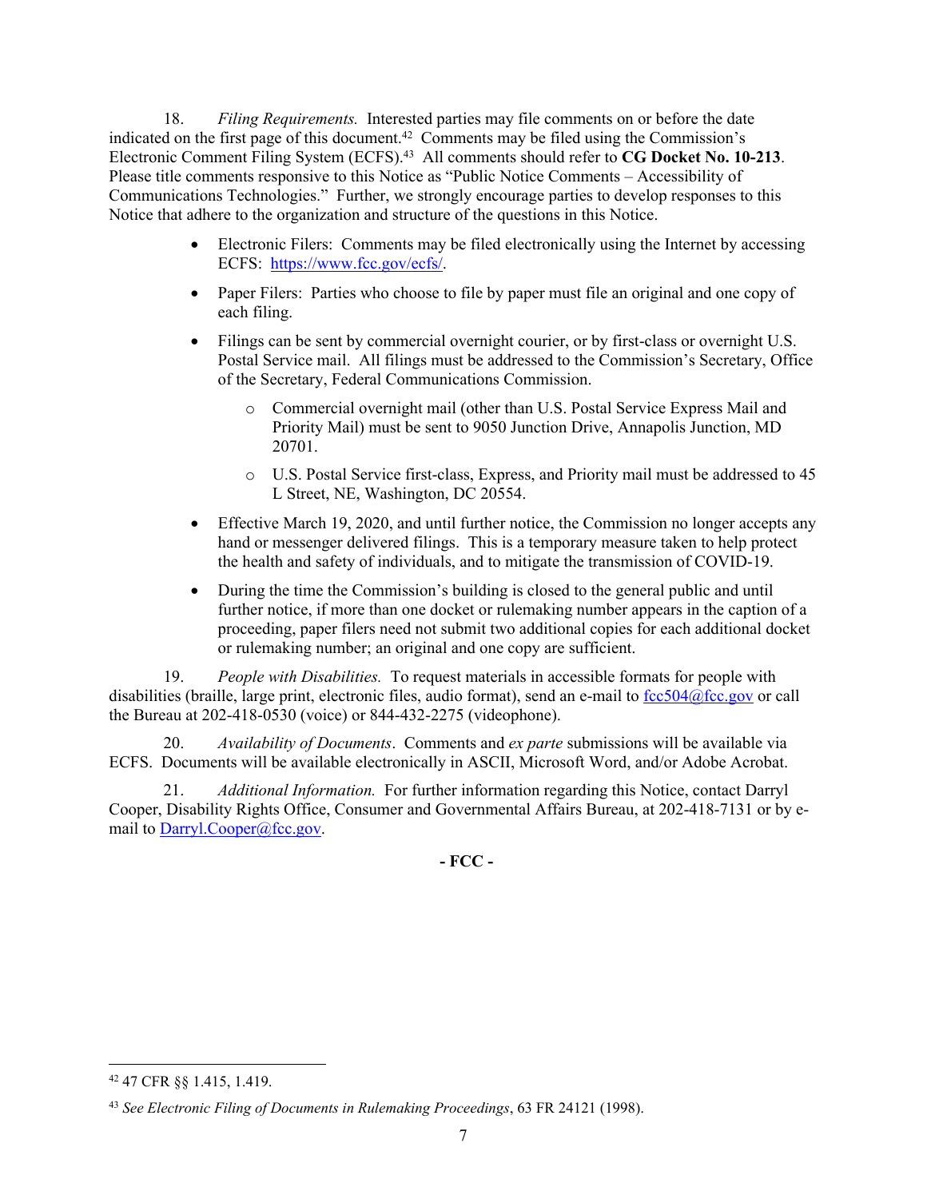18. *Filing Requirements.* Interested parties may file comments on or before the date indicated on the first page of this document.[42] Comments may be filed using the Commission's Electronic Comment Filing System (ECFS).[43] All comments should refer to **CG Docket No. 10-213**. Please title comments responsive to this Notice as "Public Notice Comments – Accessibility of Communications Technologies." Further, we strongly encourage parties to develop responses to this Notice that adhere to the organization and structure of the questions in this Notice.

- Electronic Filers: Comments may be filed electronically using the Internet by accessing ECFS: https://www.fcc.gov/ecfs/.
- Paper Filers: Parties who choose to file by paper must file an original and one copy of each filing.
- Filings can be sent by commercial overnight courier, or by first-class or overnight U.S. Postal Service mail. All filings must be addressed to the Commission's Secretary, Office of the Secretary, Federal Communications Commission.
  - Commercial overnight mail (other than U.S. Postal Service Express Mail and Priority Mail) must be sent to 9050 Junction Drive, Annapolis Junction, MD 20701.
  - U.S. Postal Service first-class, Express, and Priority mail must be addressed to 45 L Street, NE, Washington, DC 20554.
- Effective March 19, 2020, and until further notice, the Commission no longer accepts any hand or messenger delivered filings. This is a temporary measure taken to help protect the health and safety of individuals, and to mitigate the transmission of COVID-19.
- During the time the Commission's building is closed to the general public and until further notice, if more than one docket or rulemaking number appears in the caption of a proceeding, paper filers need not submit two additional copies for each additional docket or rulemaking number; an original and one copy are sufficient.

19. *People with Disabilities.* To request materials in accessible formats for people with disabilities (braille, large print, electronic files, audio format), send an e-mail to fcc504@fcc.gov or call the Bureau at 202-418-0530 (voice) or 844-432-2275 (videophone).

20. *Availability of Documents*. Comments and *ex parte* submissions will be available via ECFS. Documents will be available electronically in ASCII, Microsoft Word, and/or Adobe Acrobat.

21. *Additional Information.* For further information regarding this Notice, contact Darryl Cooper, Disability Rights Office, Consumer and Governmental Affairs Bureau, at 202-418-7131 or by e-mail to Darryl.Cooper@fcc.gov.

**- FCC -**

---

[42] 47 CFR §§ 1.415, 1.419.

[43] *See Electronic Filing of Documents in Rulemaking Proceedings*, 63 FR 24121 (1998).